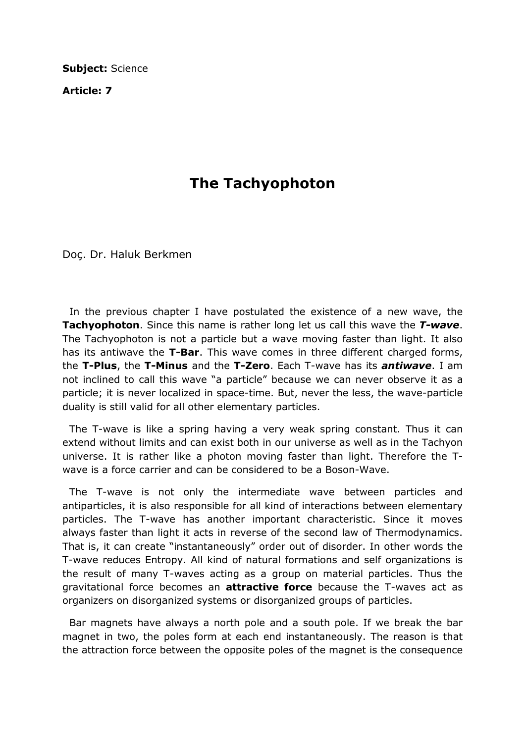**Subject:** Science

**Article: 7**

# The Tachyophoton

Doç. Dr. Haluk Berkmen

In the previous chapter I have postulated the existence of a new wave, the **Tachyophoton**. Since this name is rather long let us call this wave the ***T-wave***. The Tachyophoton is not a particle but a wave moving faster than light. It also has its antiwave the **T-Bar**. This wave comes in three different charged forms, the **T-Plus**, the **T-Minus** and the **T-Zero**. Each T-wave has its ***antiwave***. I am not inclined to call this wave "a particle" because we can never observe it as a particle; it is never localized in space-time. But, never the less, the wave-particle duality is still valid for all other elementary particles.

The T-wave is like a spring having a very weak spring constant. Thus it can extend without limits and can exist both in our universe as well as in the Tachyon universe. It is rather like a photon moving faster than light. Therefore the T-wave is a force carrier and can be considered to be a Boson-Wave.

The T-wave is not only the intermediate wave between particles and antiparticles, it is also responsible for all kind of interactions between elementary particles. The T-wave has another important characteristic. Since it moves always faster than light it acts in reverse of the second law of Thermodynamics. That is, it can create "instantaneously" order out of disorder. In other words the T-wave reduces Entropy. All kind of natural formations and self organizations is the result of many T-waves acting as a group on material particles. Thus the gravitational force becomes an **attractive force** because the T-waves act as organizers on disorganized systems or disorganized groups of particles.

Bar magnets have always a north pole and a south pole. If we break the bar magnet in two, the poles form at each end instantaneously. The reason is that the attraction force between the opposite poles of the magnet is the consequence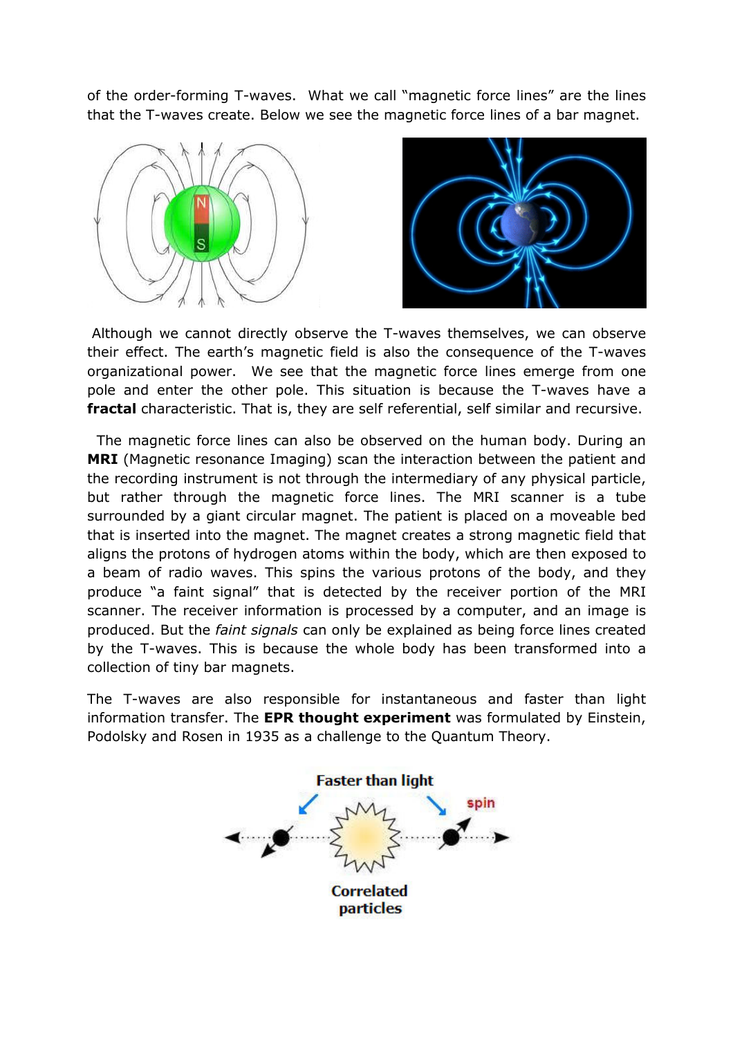of the order-forming T-waves. What we call "magnetic force lines" are the lines that the T-waves create. Below we see the magnetic force lines of a bar magnet.

Although we cannot directly observe the T-waves themselves, we can observe their effect. The earth's magnetic field is also the consequence of the T-waves organizational power. We see that the magnetic force lines emerge from one pole and enter the other pole. This situation is because the T-waves have a **fractal** characteristic. That is, they are self referential, self similar and recursive.

The magnetic force lines can also be observed on the human body. During an **MRI** (Magnetic resonance Imaging) scan the interaction between the patient and the recording instrument is not through the intermediary of any physical particle, but rather through the magnetic force lines. The MRI scanner is a tube surrounded by a giant circular magnet. The patient is placed on a moveable bed that is inserted into the magnet. The magnet creates a strong magnetic field that aligns the protons of hydrogen atoms within the body, which are then exposed to a beam of radio waves. This spins the various protons of the body, and they produce "a faint signal" that is detected by the receiver portion of the MRI scanner. The receiver information is processed by a computer, and an image is produced. But the *faint signals* can only be explained as being force lines created by the T-waves. This is because the whole body has been transformed into a collection of tiny bar magnets.

The T-waves are also responsible for instantaneous and faster than light information transfer. The **EPR thought experiment** was formulated by Einstein, Podolsky and Rosen in 1935 as a challenge to the Quantum Theory.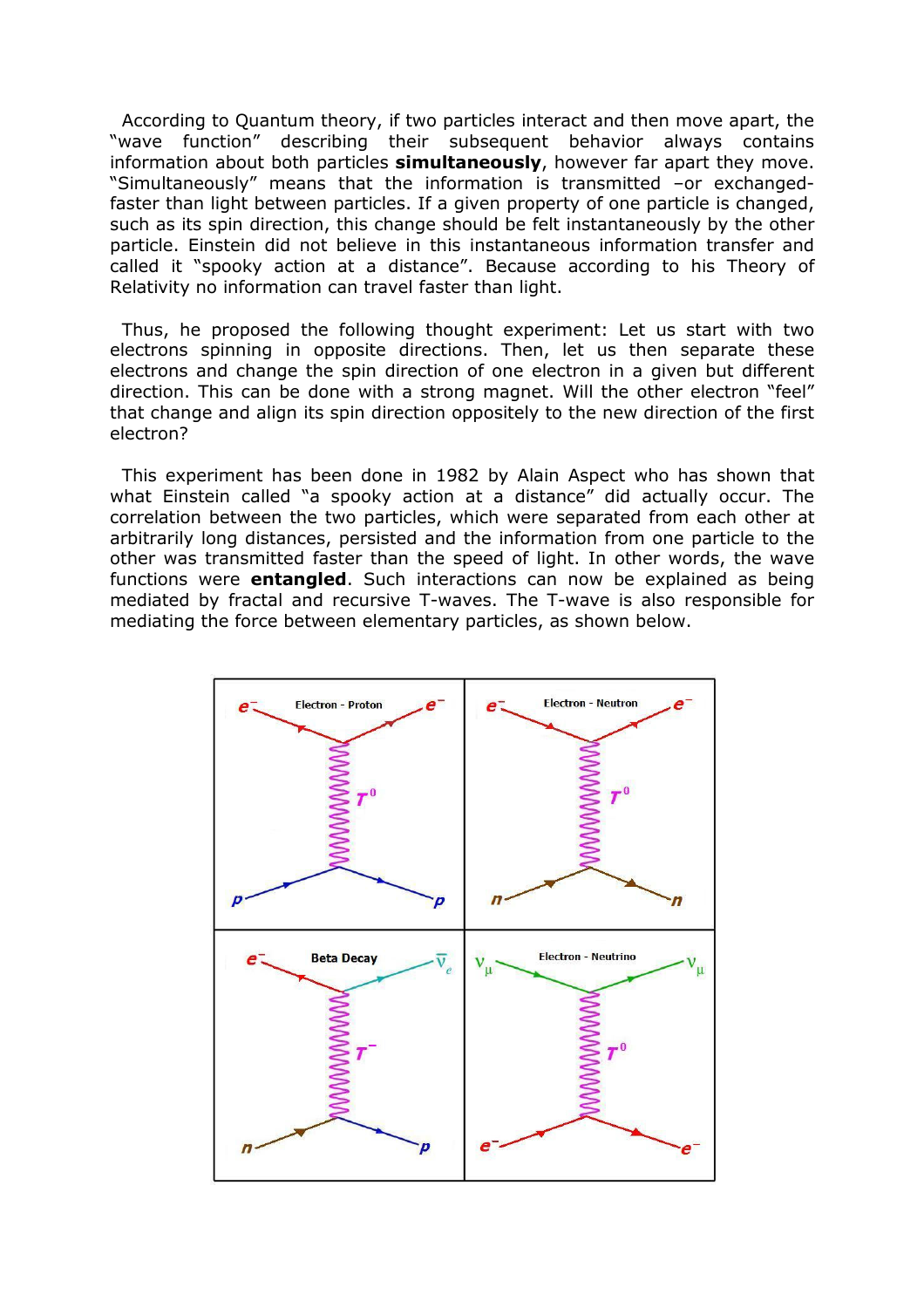According to Quantum theory, if two particles interact and then move apart, the “wave function” describing their subsequent behavior always contains information about both particles **simultaneously**, however far apart they move. “Simultaneously” means that the information is transmitted –or exchanged- faster than light between particles. If a given property of one particle is changed, such as its spin direction, this change should be felt instantaneously by the other particle. Einstein did not believe in this instantaneous information transfer and called it “spooky action at a distance”. Because according to his Theory of Relativity no information can travel faster than light.

Thus, he proposed the following thought experiment: Let us start with two electrons spinning in opposite directions. Then, let us then separate these electrons and change the spin direction of one electron in a given but different direction. This can be done with a strong magnet. Will the other electron “feel” that change and align its spin direction oppositely to the new direction of the first electron?

This experiment has been done in 1982 by Alain Aspect who has shown that what Einstein called “a spooky action at a distance” did actually occur. The correlation between the two particles, which were separated from each other at arbitrarily long distances, persisted and the information from one particle to the other was transmitted faster than the speed of light. In other words, the wave functions were **entangled**. Such interactions can now be explained as being mediated by fractal and recursive T-waves. The T-wave is also responsible for mediating the force between elementary particles, as shown below.

Electron - Proton

$e^-$ $e^-$ $T^0$ $p$ $p$

Electron - Neutron

$e^-$ $e^-$ $T^0$ $n$ $n$

Beta Decay

$e^-$ $\bar{\nu}_e$ $T^-$ $n$ $p$

Electron - Neutrino

$\nu_\mu$ $\nu_\mu$ $T^0$ $e^-$ $e^-$